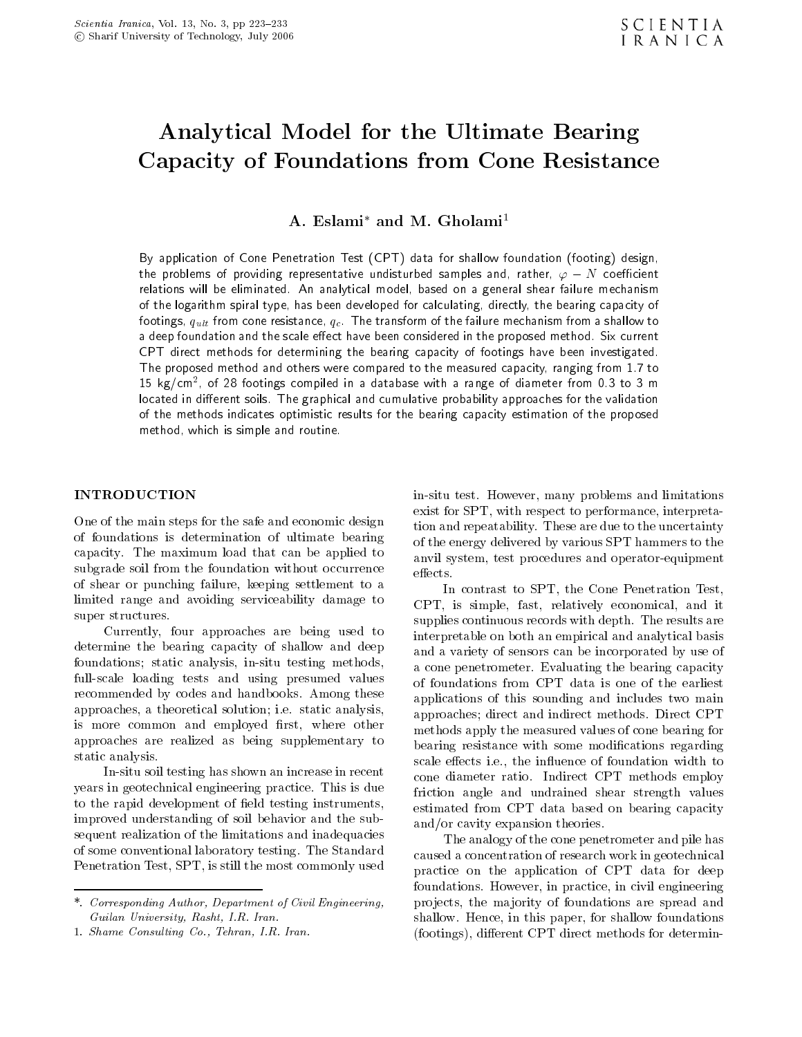# Analytical Model for the Ultimate Bearing Capacity of Foundations from Cone Resistance

**A. Eslami*** **and M. Gholami**[1]

By application of Cone Penetration Test (CPT) data for shallow foundation (footing) design, the problems of providing representative undisturbed samples and, rather, $\varphi - N$ coefficient relations will be eliminated. An analytical model, based on a general shear failure mechanism of the logarithm spiral type, has been developed for calculating, directly, the bearing capacity of footings, $q_{ult}$ from cone resistance, $q_c$. The transform of the failure mechanism from a shallow to a deep foundation and the scale effect have been considered in the proposed method. Six current CPT direct methods for determining the bearing capacity of footings have been investigated. The proposed method and others were compared to the measured capacity, ranging from 1.7 to 15 kg/cm$^2$, of 28 footings compiled in a database with a range of diameter from 0.3 to 3 m located in different soils. The graphical and cumulative probability approaches for the validation of the methods indicates optimistic results for the bearing capacity estimation of the proposed method, which is simple and routine.

## INTRODUCTION

One of the main steps for the safe and economic design of foundations is determination of ultimate bearing capacity. The maximum load that can be applied to subgrade soil from the foundation without occurrence of shear or punching failure, keeping settlement to a limited range and avoiding serviceability damage to super structures.

Currently, four approaches are being used to determine the bearing capacity of shallow and deep foundations; static analysis, in-situ testing methods, full-scale loading tests and using presumed values recommended by codes and handbooks. Among these approaches, a theoretical solution; i.e. static analysis, is more common and employed first, where other approaches are realized as being supplementary to static analysis.

In-situ soil testing has shown an increase in recent years in geotechnical engineering practice. This is due to the rapid development of field testing instruments, improved understanding of soil behavior and the subsequent realization of the limitations and inadequacies of some conventional laboratory testing. The Standard Penetration Test, SPT, is still the most commonly used in-situ test. However, many problems and limitations exist for SPT, with respect to performance, interpretation and repeatability. These are due to the uncertainty of the energy delivered by various SPT hammers to the anvil system, test procedures and operator-equipment effects.

In contrast to SPT, the Cone Penetration Test, CPT, is simple, fast, relatively economical, and it supplies continuous records with depth. The results are interpretable on both an empirical and analytical basis and a variety of sensors can be incorporated by use of a cone penetrometer. Evaluating the bearing capacity of foundations from CPT data is one of the earliest applications of this sounding and includes two main approaches; direct and indirect methods. Direct CPT methods apply the measured values of cone bearing for bearing resistance with some modifications regarding scale effects i.e., the influence of foundation width to cone diameter ratio. Indirect CPT methods employ friction angle and undrained shear strength values estimated from CPT data based on bearing capacity and/or cavity expansion theories.

The analogy of the cone penetrometer and pile has caused a concentration of research work in geotechnical practice on the application of CPT data for deep foundations. However, in practice, in civil engineering projects, the majority of foundations are spread and shallow. Hence, in this paper, for shallow foundations (footings), different CPT direct methods for determin-

---

*. *Corresponding Author, Department of Civil Engineering, Guilan University, Rasht, I.R. Iran.*

1. *Shame Consulting Co., Tehran, I.R. Iran.*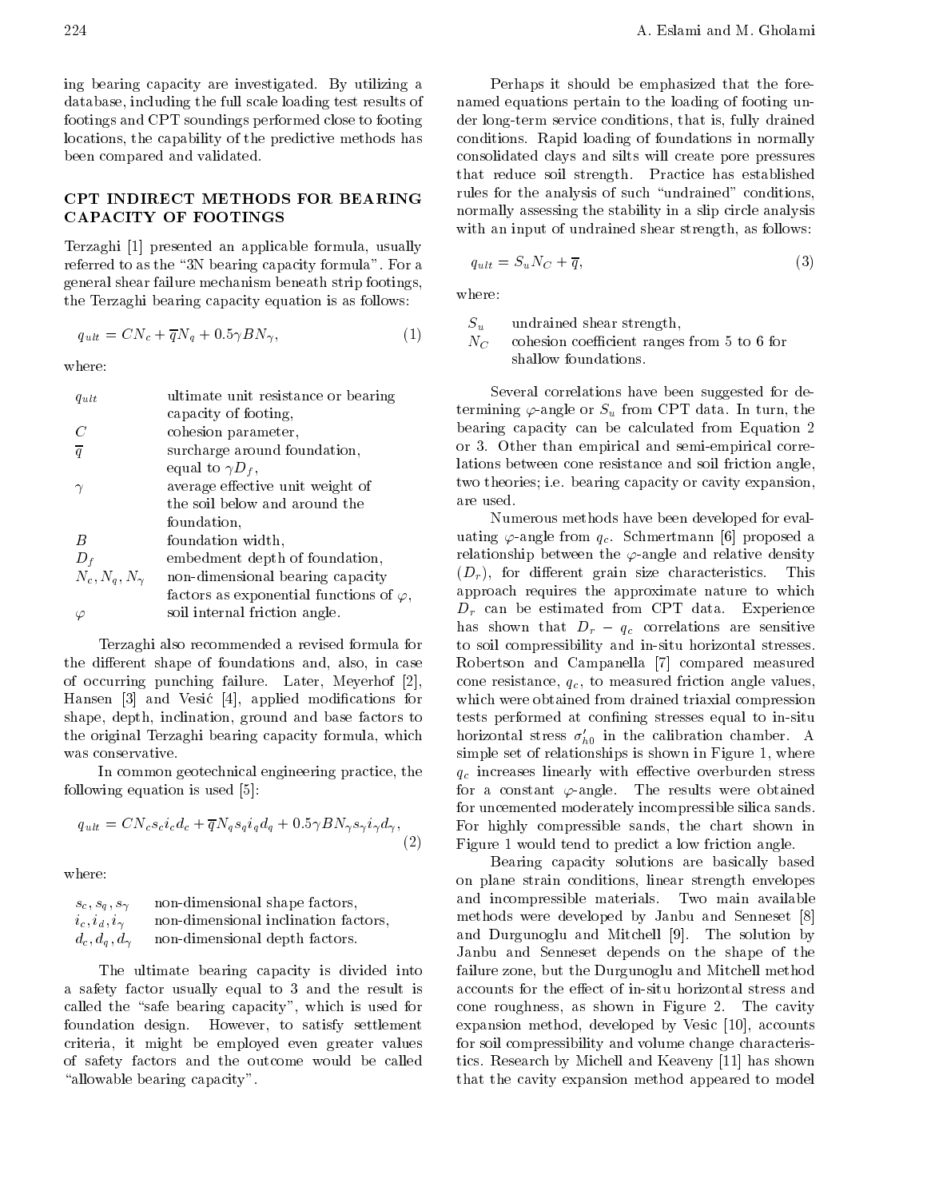ing bearing capacity are investigated. By utilizing a database, including the full scale loading test results of footings and CPT soundings performed close to footing locations, the capability of the predictive methods has been compared and validated.

## CPT INDIRECT METHODS FOR BEARING CAPACITY OF FOOTINGS

Terzaghi [1] presented an applicable formula, usually referred to as the "3N bearing capacity formula". For a general shear failure mechanism beneath strip footings, the Terzaghi bearing capacity equation is as follows:

$$q_{ult} = CN_c + \overline{q}N_q + 0.5\gamma BN_\gamma, \tag{1}$$

where:

| | |
|---|---|
| $q_{ult}$ | ultimate unit resistance or bearing capacity of footing, |
| $C$ | cohesion parameter, |
| $\overline{q}$ | surcharge around foundation, equal to $\gamma D_f$, |
| $\gamma$ | average effective unit weight of the soil below and around the foundation, |
| $B$ | foundation width, |
| $D_f$ | embedment depth of foundation, |
| $N_c, N_q, N_\gamma$ | non-dimensional bearing capacity factors as exponential functions of $\varphi$, |
| $\varphi$ | soil internal friction angle. |

Terzaghi also recommended a revised formula for the different shape of foundations and, also, in case of occurring punching failure. Later, Meyerhof [2], Hansen [3] and Vesić [4], applied modifications for shape, depth, inclination, ground and base factors to the original Terzaghi bearing capacity formula, which was conservative.

In common geotechnical engineering practice, the following equation is used [5]:

$$q_{ult} = CN_c s_c i_c d_c + \overline{q}N_q s_q i_q d_q + 0.5\gamma BN_\gamma s_\gamma i_\gamma d_\gamma, \tag{2}$$

where:

| | |
|---|---|
| $s_c, s_q, s_\gamma$ | non-dimensional shape factors, |
| $i_c, i_d, i_\gamma$ | non-dimensional inclination factors, |
| $d_c, d_q, d_\gamma$ | non-dimensional depth factors. |

The ultimate bearing capacity is divided into a safety factor usually equal to 3 and the result is called the "safe bearing capacity", which is used for foundation design. However, to satisfy settlement criteria, it might be employed even greater values of safety factors and the outcome would be called "allowable bearing capacity".

Perhaps it should be emphasized that the fore-named equations pertain to the loading of footing under long-term service conditions, that is, fully drained conditions. Rapid loading of foundations in normally consolidated clays and silts will create pore pressures that reduce soil strength. Practice has established rules for the analysis of such "undrained" conditions, normally assessing the stability in a slip circle analysis with an input of undrained shear strength, as follows:

$$q_{ult} = S_u N_C + \overline{q}, \tag{3}$$

where:

| | |
|---|---|
| $S_u$ | undrained shear strength, |
| $N_C$ | cohesion coefficient ranges from 5 to 6 for shallow foundations. |

Several correlations have been suggested for determining $\varphi$-angle or $S_u$ from CPT data. In turn, the bearing capacity can be calculated from Equation 2 or 3. Other than empirical and semi-empirical correlations between cone resistance and soil friction angle, two theories; i.e. bearing capacity or cavity expansion, are used.

Numerous methods have been developed for evaluating $\varphi$-angle from $q_c$. Schmertmann [6] proposed a relationship between the $\varphi$-angle and relative density ($D_r$), for different grain size characteristics. This approach requires the approximate nature to which $D_r$ can be estimated from CPT data. Experience has shown that $D_r - q_c$ correlations are sensitive to soil compressibility and in-situ horizontal stresses. Robertson and Campanella [7] compared measured cone resistance, $q_c$, to measured friction angle values, which were obtained from drained triaxial compression tests performed at confining stresses equal to in-situ horizontal stress $\sigma'_{h0}$ in the calibration chamber. A simple set of relationships is shown in Figure 1, where $q_c$ increases linearly with effective overburden stress for a constant $\varphi$-angle. The results were obtained for uncemented moderately incompressible silica sands. For highly compressible sands, the chart shown in Figure 1 would tend to predict a low friction angle.

Bearing capacity solutions are basically based on plane strain conditions, linear strength envelopes and incompressible materials. Two main available methods were developed by Janbu and Senneset [8] and Durgunoglu and Mitchell [9]. The solution by Janbu and Senneset depends on the shape of the failure zone, but the Durgunoglu and Mitchell method accounts for the effect of in-situ horizontal stress and cone roughness, as shown in Figure 2. The cavity expansion method, developed by Vesic [10], accounts for soil compressibility and volume change characteristics. Research by Michell and Keaveny [11] has shown that the cavity expansion method appeared to model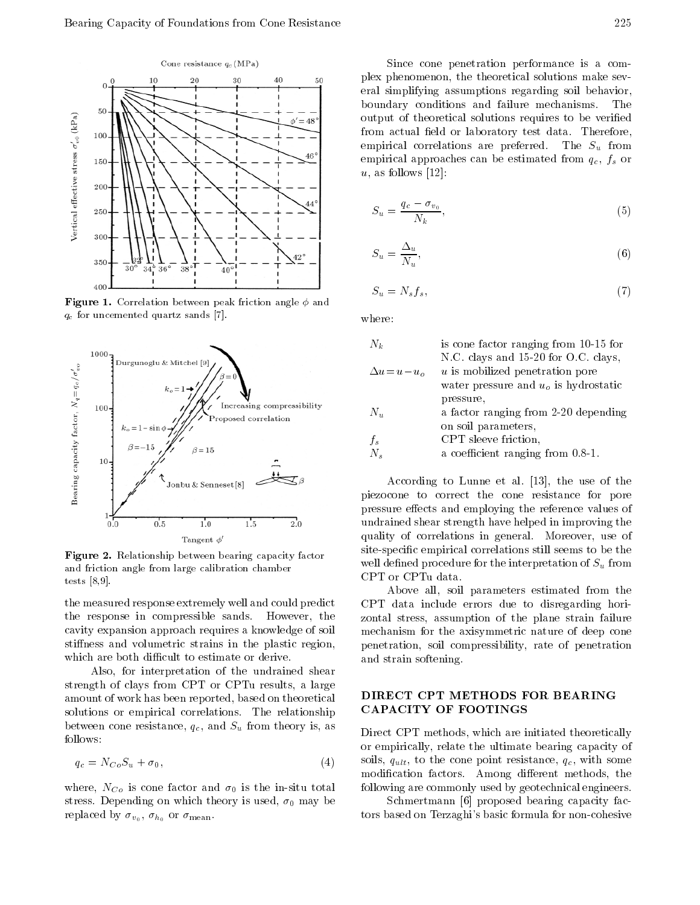Figure 1. Correlation between peak friction angle $\phi$ and $q_c$ for uncemented quartz sands [7].

Figure 2. Relationship between bearing capacity factor and friction angle from large calibration chamber tests [8,9].

the measured response extremely well and could predict the response in compressible sands. However, the cavity expansion approach requires a knowledge of soil stiffness and volumetric strains in the plastic region, which are both difficult to estimate or derive.

Also, for interpretation of the undrained shear strength of clays from CPT or CPTu results, a large amount of work has been reported, based on theoretical solutions or empirical correlations. The relationship between cone resistance, $q_c$, and $S_u$ from theory is, as follows:

$$q_c = N_{Co} S_u + \sigma_0, \tag{4}$$

where, $N_{Co}$ is cone factor and $\sigma_0$ is the in-situ total stress. Depending on which theory is used, $\sigma_0$ may be replaced by $\sigma_{v_0}$, $\sigma_{h_0}$ or $\sigma_{\text{mean}}$.

Since cone penetration performance is a complex phenomenon, the theoretical solutions make several simplifying assumptions regarding soil behavior, boundary conditions and failure mechanisms. The output of theoretical solutions requires to be verified from actual field or laboratory test data. Therefore, empirical correlations are preferred. The $S_u$ from empirical approaches can be estimated from $q_c$, $f_s$ or $u$, as follows [12]:

$$S_u = \frac{q_c - \sigma_{v_0}}{N_k}, \tag{5}$$

$$S_u = \frac{\Delta_u}{N_u}, \tag{6}$$

$$S_u = N_s f_s, \tag{7}$$

where:

| | |
|---|---|
| $N_k$ | is cone factor ranging from 10-15 for N.C. clays and 15-20 for O.C. clays, |
| $\Delta u = u - u_o$ | $u$ is mobilized penetration pore water pressure and $u_o$ is hydrostatic pressure, |
| $N_u$ | a factor ranging from 2-20 depending on soil parameters, |
| $f_s$ | CPT sleeve friction, |
| $N_s$ | a coefficient ranging from 0.8-1. |

According to Lunne et al. [13], the use of the piezocone to correct the cone resistance for pore pressure effects and employing the reference values of undrained shear strength have helped in improving the quality of correlations in general. Moreover, use of site-specific empirical correlations still seems to be the well defined procedure for the interpretation of $S_u$ from CPT or CPTu data.

Above all, soil parameters estimated from the CPT data include errors due to disregarding horizontal stress, assumption of the plane strain failure mechanism for the axisymmetric nature of deep cone penetration, soil compressibility, rate of penetration and strain softening.

## DIRECT CPT METHODS FOR BEARING CAPACITY OF FOOTINGS

Direct CPT methods, which are initiated theoretically or empirically, relate the ultimate bearing capacity of soils, $q_{ult}$, to the cone point resistance, $q_c$, with some modification factors. Among different methods, the following are commonly used by geotechnical engineers.

Schmertmann [6] proposed bearing capacity factors based on Terzaghi's basic formula for non-cohesive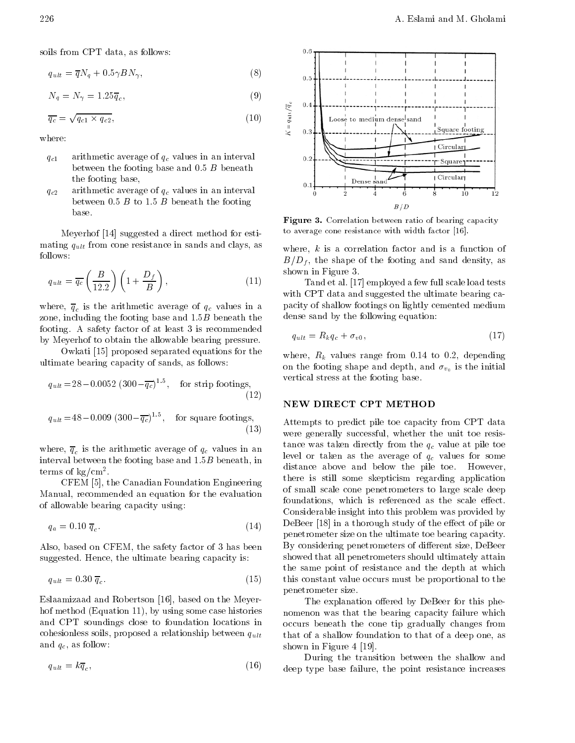soils from CPT data, as follows:

$$q_{ult} = \overline{q}N_q + 0.5\gamma B N_\gamma, \tag{8}$$

$$N_q = N_\gamma = 1.25\overline{q}_c, \tag{9}$$

$$\overline{q_c} = \sqrt{q_{c1} \times q_{c2}}, \tag{10}$$

where:

- $q_{c1}$ arithmetic average of $q_c$ values in an interval between the footing base and 0.5 $B$ beneath the footing base,
- $q_{c2}$ arithmetic average of $q_c$ values in an interval between 0.5 $B$ to 1.5 $B$ beneath the footing base.

Meyerhof [14] suggested a direct method for estimating $q_{ult}$ from cone resistance in sands and clays, as follows:

$$q_{ult} = \overline{q_c}\left(\frac{B}{12.2}\right)\left(1 + \frac{D_f}{B}\right), \tag{11}$$

where, $\overline{q}_c$ is the arithmetic average of $q_c$ values in a zone, including the footing base and $1.5B$ beneath the footing. A safety factor of at least 3 is recommended by Meyerhof to obtain the allowable bearing pressure.

Owkati [15] proposed separated equations for the ultimate bearing capacity of sands, as follows:

$$q_{ult} = 28 - 0.0052\,(300 - \overline{q_c})^{1.5}, \quad \text{for strip footings}, \tag{12}$$

$$q_{ult} = 48 - 0.009\,(300 - \overline{q_c})^{1.5}, \quad \text{for square footings}, \tag{13}$$

where, $\overline{q}_c$ is the arithmetic average of $q_c$ values in an interval between the footing base and $1.5B$ beneath, in terms of kg/cm$^2$.

CFEM [5], the Canadian Foundation Engineering Manual, recommended an equation for the evaluation of allowable bearing capacity using:

$$q_a = 0.10\,\overline{q}_c. \tag{14}$$

Also, based on CFEM, the safety factor of 3 has been suggested. Hence, the ultimate bearing capacity is:

$$q_{ult} = 0.30\,\overline{q}_c. \tag{15}$$

Eslaamizaad and Robertson [16], based on the Meyerhof method (Equation 11), by using some case histories and CPT soundings close to foundation locations in cohesionless soils, proposed a relationship between $q_{ult}$ and $q_c$, as follow:

$$q_{ult} = k\overline{q}_c, \tag{16}$$

**Figure 3.** Correlation between ratio of bearing capacity to average cone resistance with width factor [16].

where, $k$ is a correlation factor and is a function of $B/D_f$, the shape of the footing and sand density, as shown in Figure 3.

Tand et al. [17] employed a few full scale load tests with CPT data and suggested the ultimate bearing capacity of shallow footings on lightly cemented medium dense sand by the following equation:

$$q_{ult} = R_k q_c + \sigma_{v0}, \tag{17}$$

where, $R_k$ values range from 0.14 to 0.2, depending on the footing shape and depth, and $\sigma_{v_0}$ is the initial vertical stress at the footing base.

## NEW DIRECT CPT METHOD

Attempts to predict pile toe capacity from CPT data were generally successful, whether the unit toe resistance was taken directly from the $q_c$ value at pile toe level or taken as the average of $q_c$ values for some distance above and below the pile toe. However, there is still some skepticism regarding application of small scale cone penetrometers to large scale deep foundations, which is referenced as the scale effect. Considerable insight into this problem was provided by DeBeer [18] in a thorough study of the effect of pile or penetrometer size on the ultimate toe bearing capacity. By considering penetrometers of different size, DeBeer showed that all penetrometers should ultimately attain the same point of resistance and the depth at which this constant value occurs must be proportional to the penetrometer size.

The explanation offered by DeBeer for this phenomenon was that the bearing capacity failure which occurs beneath the cone tip gradually changes from that of a shallow foundation to that of a deep one, as shown in Figure 4 [19].

During the transition between the shallow and deep type base failure, the point resistance increases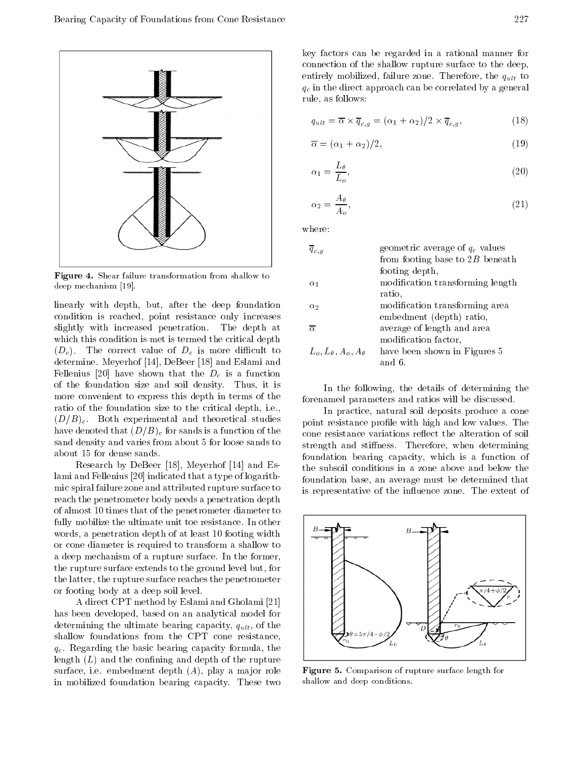Figure 4. Shear failure transformation from shallow to deep mechanism [19].

linearly with depth, but, after the deep foundation condition is reached, point resistance only increases slightly with increased penetration. The depth at which this condition is met is termed the critical depth ($D_c$). The correct value of $D_c$ is more difficult to determine. Meyerhof [14], DeBeer [18] and Eslami and Fellenius [20] have shown that the $D_c$ is a function of the foundation size and soil density. Thus, it is more convenient to express this depth in terms of the ratio of the foundation size to the critical depth, i.e., $(D/B)_c$. Both experimental and theoretical studies have denoted that $(D/B)_c$ for sands is a function of the sand density and varies from about 5 for loose sands to about 15 for dense sands.

Research by DeBeer [18], Meyerhof [14] and Eslami and Fellenius [20] indicated that a type of logarithmic spiral failure zone and attributed rupture surface to reach the penetrometer body needs a penetration depth of almost 10 times that of the penetrometer diameter to fully mobilize the ultimate unit toe resistance. In other words, a penetration depth of at least 10 footing width or cone diameter is required to transform a shallow to a deep mechanism of a rupture surface. In the former, the rupture surface extends to the ground level but, for the latter, the rupture surface reaches the penetrometer or footing body at a deep soil level.

A direct CPT method by Eslami and Gholami [21] has been developed, based on an analytical model for determining the ultimate bearing capacity, $q_{ult}$, of the shallow foundations from the CPT cone resistance, $q_c$. Regarding the basic bearing capacity formula, the length ($L$) and the confining and depth of the rupture surface, i.e. embedment depth ($A$), play a major role in mobilized foundation bearing capacity. These two key factors can be regarded in a rational manner for connection of the shallow rupture surface to the deep, entirely mobilized, failure zone. Therefore, the $q_{ult}$ to $q_c$ in the direct approach can be correlated by a general rule, as follows:

$$q_{ult} = \overline{\alpha} \times \overline{q}_{c,g} = (\alpha_1 + \alpha_2)/2 \times \overline{q}_{c,g}, \tag{18}$$

$$\overline{\alpha} = (\alpha_1 + \alpha_2)/2, \tag{19}$$

$$\alpha_1 = \frac{L_\theta}{L_o}, \tag{20}$$

$$\alpha_2 = \frac{A_\theta}{A_o}, \tag{21}$$

where:

| | |
|---|---|
| $\overline{q}_{c,g}$ | geometric average of $q_c$ values from footing base to $2B$ beneath footing depth, |
| $\alpha_1$ | modification transforming length ratio, |
| $\alpha_2$ | modification transforming area embedment (depth) ratio, |
| $\overline{\alpha}$ | average of length and area modification factor, |
| $L_o, L_\theta, A_o, A_\theta$ | have been shown in Figures 5 and 6. |

In the following, the details of determining the forenamed parameters and ratios will be discussed.

In practice, natural soil deposits produce a cone point resistance profile with high and low values. The cone resistance variations reflect the alteration of soil strength and stiffness. Therefore, when determining foundation bearing capacity, which is a function of the subsoil conditions in a zone above and below the foundation base, an average must be determined that is representative of the influence zone. The extent of

Figure 5. Comparison of rupture surface length for shallow and deep conditions.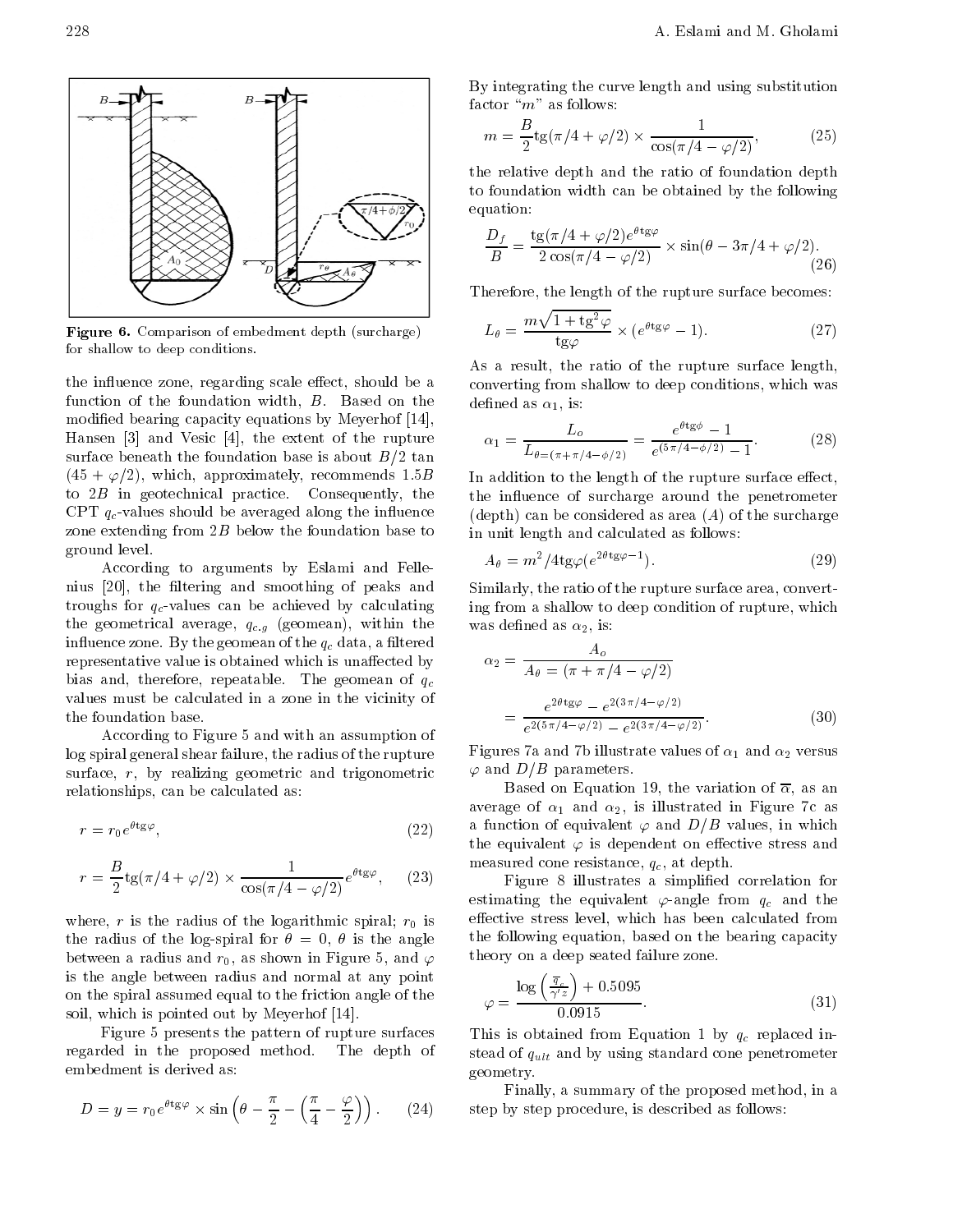Figure 6. Comparison of embedment depth (surcharge) for shallow to deep conditions.

the influence zone, regarding scale effect, should be a function of the foundation width, $B$. Based on the modified bearing capacity equations by Meyerhof [14], Hansen [3] and Vesic [4], the extent of the rupture surface beneath the foundation base is about $B/2$ tan $(45 + \varphi/2)$, which, approximately, recommends $1.5B$ to $2B$ in geotechnical practice. Consequently, the CPT $q_c$-values should be averaged along the influence zone extending from $2B$ below the foundation base to ground level.

According to arguments by Eslami and Fellenius [20], the filtering and smoothing of peaks and troughs for $q_c$-values can be achieved by calculating the geometrical average, $q_{c.g}$ (geomean), within the influence zone. By the geomean of the $q_c$ data, a filtered representative value is obtained which is unaffected by bias and, therefore, repeatable. The geomean of $q_c$ values must be calculated in a zone in the vicinity of the foundation base.

According to Figure 5 and with an assumption of log spiral general shear failure, the radius of the rupture surface, $r$, by realizing geometric and trigonometric relationships, can be calculated as:

$$r = r_0 e^{\theta \mathrm{tg}\varphi}, \tag{22}$$

$$r = \frac{B}{2}\mathrm{tg}(\pi/4 + \varphi/2) \times \frac{1}{\cos(\pi/4 - \varphi/2)} e^{\theta \mathrm{tg}\varphi}, \tag{23}$$

where, $r$ is the radius of the logarithmic spiral; $r_0$ is the radius of the log-spiral for $\theta = 0$, $\theta$ is the angle between a radius and $r_0$, as shown in Figure 5, and $\varphi$ is the angle between radius and normal at any point on the spiral assumed equal to the friction angle of the soil, which is pointed out by Meyerhof [14].

Figure 5 presents the pattern of rupture surfaces regarded in the proposed method. The depth of embedment is derived as:

$$D = y = r_0 e^{\theta \mathrm{tg}\varphi} \times \sin\left(\theta - \frac{\pi}{2} - \left(\frac{\pi}{4} - \frac{\varphi}{2}\right)\right). \tag{24}$$

By integrating the curve length and using substitution factor "$m$" as follows:

$$m = \frac{B}{2}\mathrm{tg}(\pi/4 + \varphi/2) \times \frac{1}{\cos(\pi/4 - \varphi/2)}, \tag{25}$$

the relative depth and the ratio of foundation depth to foundation width can be obtained by the following equation:

$$\frac{D_f}{B} = \frac{\mathrm{tg}(\pi/4 + \varphi/2)e^{\theta \mathrm{tg}\varphi}}{2\cos(\pi/4 - \varphi/2)} \times \sin(\theta - 3\pi/4 + \varphi/2). \tag{26}$$

Therefore, the length of the rupture surface becomes:

$$L_\theta = \frac{m\sqrt{1 + \mathrm{tg}^2\varphi}}{\mathrm{tg}\varphi} \times (e^{\theta \mathrm{tg}\varphi} - 1). \tag{27}$$

As a result, the ratio of the rupture surface length, converting from shallow to deep conditions, which was defined as $\alpha_1$, is:

$$\alpha_1 = \frac{L_o}{L_{\theta=(\pi+\pi/4-\phi/2)}} = \frac{e^{\theta \mathrm{tg}\phi} - 1}{e^{(5\pi/4-\phi/2)} - 1}. \tag{28}$$

In addition to the length of the rupture surface effect, the influence of surcharge around the penetrometer (depth) can be considered as area ($A$) of the surcharge in unit length and calculated as follows:

$$A_\theta = m^2/4\mathrm{tg}\varphi(e^{2\theta \mathrm{tg}\varphi - 1}). \tag{29}$$

Similarly, the ratio of the rupture surface area, converting from a shallow to deep condition of rupture, which was defined as $\alpha_2$, is:

$$\alpha_2 = \frac{A_o}{A_\theta = (\pi + \pi/4 - \varphi/2)} = \frac{e^{2\theta \mathrm{tg}\varphi} - e^{2(3\pi/4-\varphi/2)}}{e^{2(5\pi/4-\varphi/2)} - e^{2(3\pi/4-\varphi/2)}}. \tag{30}$$

Figures 7a and 7b illustrate values of $\alpha_1$ and $\alpha_2$ versus $\varphi$ and $D/B$ parameters.

Based on Equation 19, the variation of $\overline{\alpha}$, as an average of $\alpha_1$ and $\alpha_2$, is illustrated in Figure 7c as a function of equivalent $\varphi$ and $D/B$ values, in which the equivalent $\varphi$ is dependent on effective stress and measured cone resistance, $q_c$, at depth.

Figure 8 illustrates a simplified correlation for estimating the equivalent $\varphi$-angle from $q_c$ and the effective stress level, which has been calculated from the following equation, based on the bearing capacity theory on a deep seated failure zone.

$$\varphi = \frac{\log\left(\frac{\overline{q}_c}{\gamma' z}\right) + 0.5095}{0.0915}. \tag{31}$$

This is obtained from Equation 1 by $q_c$ replaced instead of $q_{ult}$ and by using standard cone penetrometer geometry.

Finally, a summary of the proposed method, in a step by step procedure, is described as follows: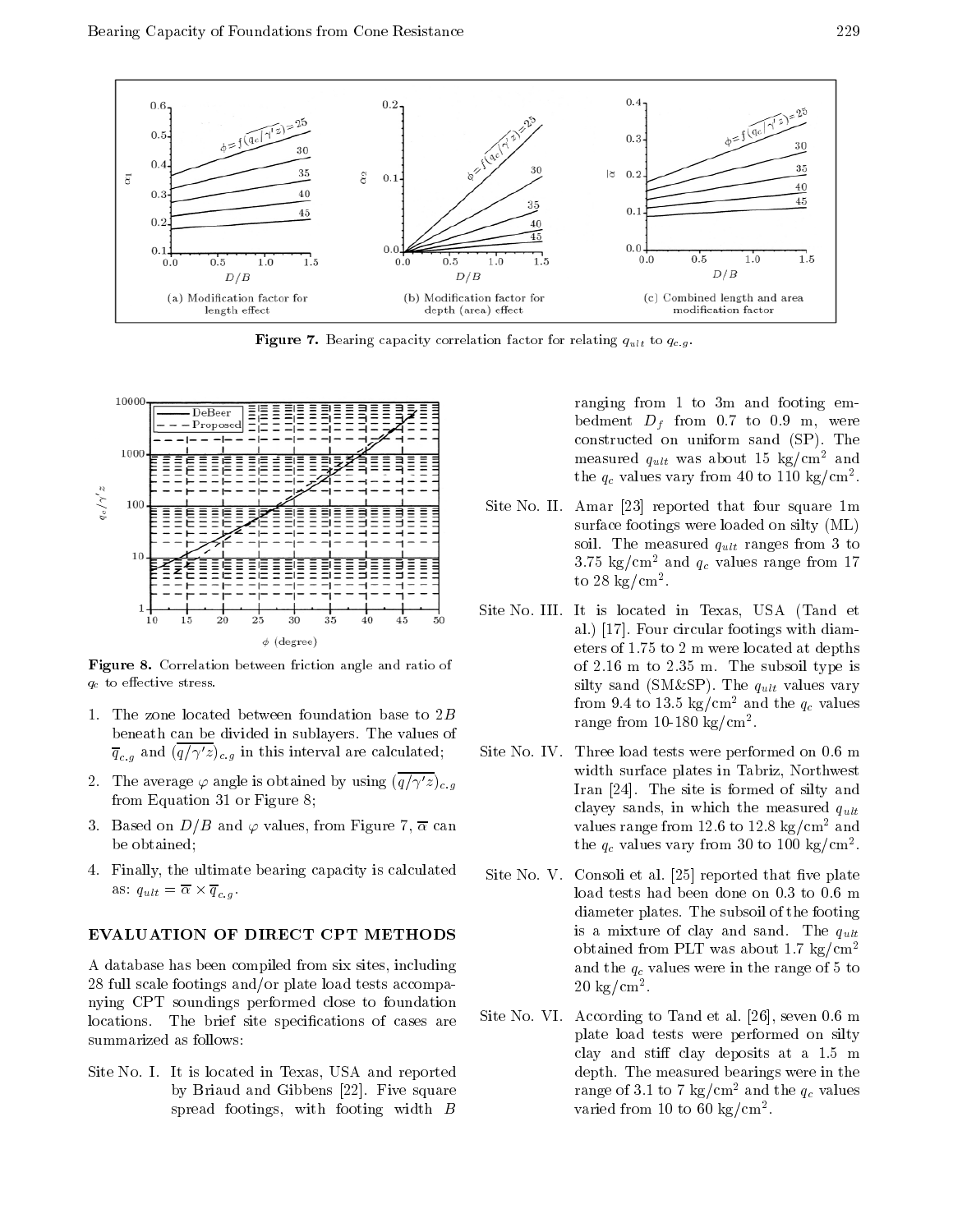Figure 7. Bearing capacity correlation factor for relating $q_{ult}$ to $q_{c.g}$.

Figure 8. Correlation between friction angle and ratio of $q_c$ to effective stress.

1. The zone located between foundation base to $2B$ beneath can be divided in sublayers. The values of $\overline{q}_{c.g}$ and $(\overline{q/\gamma' z})_{c.g}$ in this interval are calculated;
2. The average $\varphi$ angle is obtained by using $(\overline{q/\gamma' z})_{c.g}$ from Equation 31 or Figure 8;
3. Based on $D/B$ and $\varphi$ values, from Figure 7, $\overline{\alpha}$ can be obtained;
4. Finally, the ultimate bearing capacity is calculated as: $q_{ult} = \overline{\alpha} \times \overline{q}_{c.g}$.

## EVALUATION OF DIRECT CPT METHODS

A database has been compiled from six sites, including 28 full scale footings and/or plate load tests accompanying CPT soundings performed close to foundation locations. The brief site specifications of cases are summarized as follows:

Site No. I. It is located in Texas, USA and reported by Briaud and Gibbens [22]. Five square spread footings, with footing width $B$ ranging from 1 to 3m and footing embedment $D_f$ from 0.7 to 0.9 m, were constructed on uniform sand (SP). The measured $q_{ult}$ was about 15 kg/cm$^2$ and the $q_c$ values vary from 40 to 110 kg/cm$^2$.

Site No. II. Amar [23] reported that four square 1m surface footings were loaded on silty (ML) soil. The measured $q_{ult}$ ranges from 3 to 3.75 kg/cm$^2$ and $q_c$ values range from 17 to 28 kg/cm$^2$.

Site No. III. It is located in Texas, USA (Tand et al.) [17]. Four circular footings with diameters of 1.75 to 2 m were located at depths of 2.16 m to 2.35 m. The subsoil type is silty sand (SM&SP). The $q_{ult}$ values vary from 9.4 to 13.5 kg/cm$^2$ and the $q_c$ values range from 10-180 kg/cm$^2$.

Site No. IV. Three load tests were performed on 0.6 m width surface plates in Tabriz, Northwest Iran [24]. The site is formed of silty and clayey sands, in which the measured $q_{ult}$ values range from 12.6 to 12.8 kg/cm$^2$ and the $q_c$ values vary from 30 to 100 kg/cm$^2$.

Site No. V. Consoli et al. [25] reported that five plate load tests had been done on 0.3 to 0.6 m diameter plates. The subsoil of the footing is a mixture of clay and sand. The $q_{ult}$ obtained from PLT was about 1.7 kg/cm$^2$ and the $q_c$ values were in the range of 5 to 20 kg/cm$^2$.

Site No. VI. According to Tand et al. [26], seven 0.6 m plate load tests were performed on silty clay and stiff clay deposits at a 1.5 m depth. The measured bearings were in the range of 3.1 to 7 kg/cm$^2$ and the $q_c$ values varied from 10 to 60 kg/cm$^2$.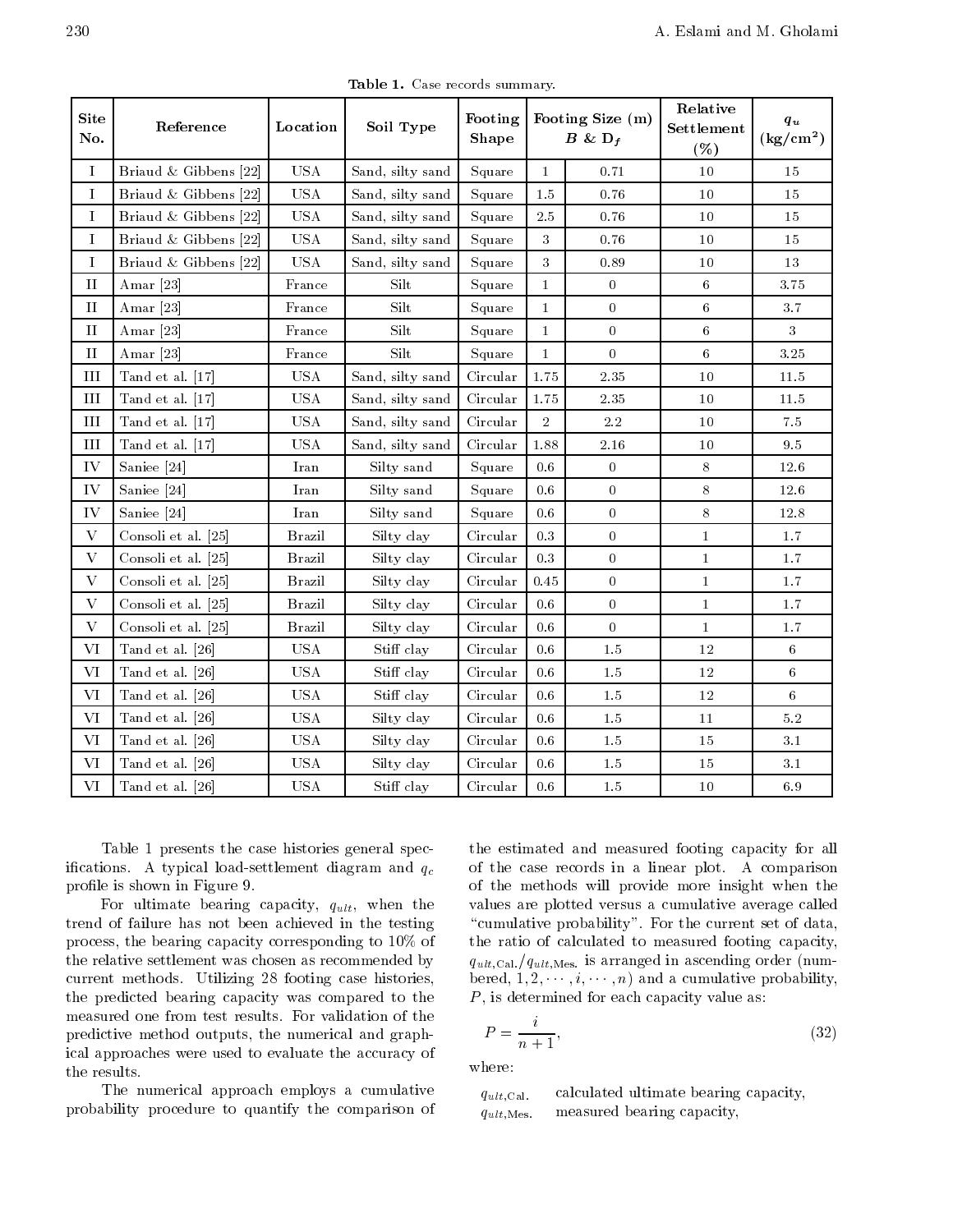Table 1. Case records summary.

| Site No. | Reference | Location | Soil Type | Footing Shape | Footing Size (m) $B$ & $D_f$ | | Relative Settlement (%) | $q_u$ (kg/cm$^2$) |
|---|---|---|---|---|---|---|---|---|
| I | Briaud & Gibbens [22] | USA | Sand, silty sand | Square | 1 | 0.71 | 10 | 15 |
| I | Briaud & Gibbens [22] | USA | Sand, silty sand | Square | 1.5 | 0.76 | 10 | 15 |
| I | Briaud & Gibbens [22] | USA | Sand, silty sand | Square | 2.5 | 0.76 | 10 | 15 |
| I | Briaud & Gibbens [22] | USA | Sand, silty sand | Square | 3 | 0.76 | 10 | 15 |
| I | Briaud & Gibbens [22] | USA | Sand, silty sand | Square | 3 | 0.89 | 10 | 13 |
| II | Amar [23] | France | Silt | Square | 1 | 0 | 6 | 3.75 |
| II | Amar [23] | France | Silt | Square | 1 | 0 | 6 | 3.7 |
| II | Amar [23] | France | Silt | Square | 1 | 0 | 6 | 3 |
| II | Amar [23] | France | Silt | Square | 1 | 0 | 6 | 3.25 |
| III | Tand et al. [17] | USA | Sand, silty sand | Circular | 1.75 | 2.35 | 10 | 11.5 |
| III | Tand et al. [17] | USA | Sand, silty sand | Circular | 1.75 | 2.35 | 10 | 11.5 |
| III | Tand et al. [17] | USA | Sand, silty sand | Circular | 2 | 2.2 | 10 | 7.5 |
| III | Tand et al. [17] | USA | Sand, silty sand | Circular | 1.88 | 2.16 | 10 | 9.5 |
| IV | Saniee [24] | Iran | Silty sand | Square | 0.6 | 0 | 8 | 12.6 |
| IV | Saniee [24] | Iran | Silty sand | Square | 0.6 | 0 | 8 | 12.6 |
| IV | Saniee [24] | Iran | Silty sand | Square | 0.6 | 0 | 8 | 12.8 |
| V | Consoli et al. [25] | Brazil | Silty clay | Circular | 0.3 | 0 | 1 | 1.7 |
| V | Consoli et al. [25] | Brazil | Silty clay | Circular | 0.3 | 0 | 1 | 1.7 |
| V | Consoli et al. [25] | Brazil | Silty clay | Circular | 0.45 | 0 | 1 | 1.7 |
| V | Consoli et al. [25] | Brazil | Silty clay | Circular | 0.6 | 0 | 1 | 1.7 |
| V | Consoli et al. [25] | Brazil | Silty clay | Circular | 0.6 | 0 | 1 | 1.7 |
| VI | Tand et al. [26] | USA | Stiff clay | Circular | 0.6 | 1.5 | 12 | 6 |
| VI | Tand et al. [26] | USA | Stiff clay | Circular | 0.6 | 1.5 | 12 | 6 |
| VI | Tand et al. [26] | USA | Stiff clay | Circular | 0.6 | 1.5 | 12 | 6 |
| VI | Tand et al. [26] | USA | Silty clay | Circular | 0.6 | 1.5 | 11 | 5.2 |
| VI | Tand et al. [26] | USA | Silty clay | Circular | 0.6 | 1.5 | 15 | 3.1 |
| VI | Tand et al. [26] | USA | Silty clay | Circular | 0.6 | 1.5 | 15 | 3.1 |
| VI | Tand et al. [26] | USA | Stiff clay | Circular | 0.6 | 1.5 | 10 | 6.9 |

Table 1 presents the case histories general specifications. A typical load-settlement diagram and $q_c$ profile is shown in Figure 9.

For ultimate bearing capacity, $q_{ult}$, when the trend of failure has not been achieved in the testing process, the bearing capacity corresponding to 10% of the relative settlement was chosen as recommended by current methods. Utilizing 28 footing case histories, the predicted bearing capacity was compared to the measured one from test results. For validation of the predictive method outputs, the numerical and graphical approaches were used to evaluate the accuracy of the results.

The numerical approach employs a cumulative probability procedure to quantify the comparison of the estimated and measured footing capacity for all of the case records in a linear plot. A comparison of the methods will provide more insight when the values are plotted versus a cumulative average called "cumulative probability". For the current set of data, the ratio of calculated to measured footing capacity, $q_{ult,\text{Cal.}}/q_{ult,\text{Mes.}}$ is arranged in ascending order (numbered, $1, 2, \cdots, i, \cdots, n$) and a cumulative probability, $P$, is determined for each capacity value as:

$$P = \frac{i}{n+1}, \tag{32}$$

where:

$q_{ult,\text{Cal.}}$ calculated ultimate bearing capacity,

$q_{ult,\text{Mes.}}$ measured bearing capacity,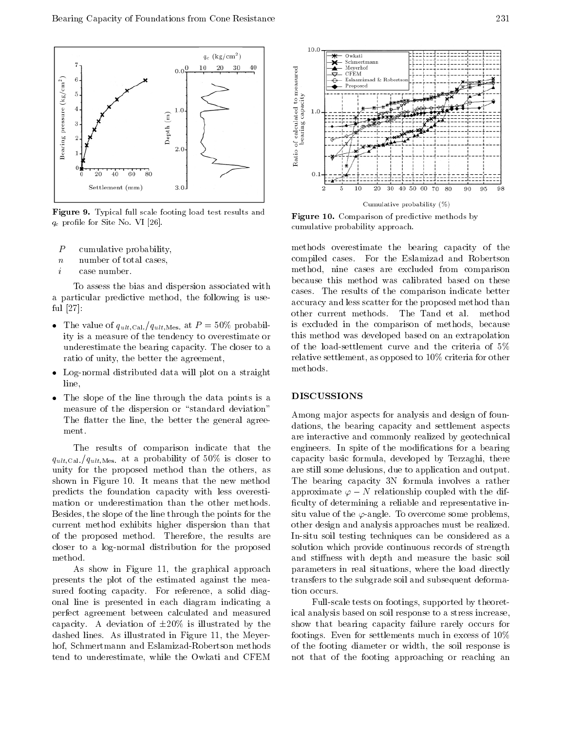Figure 9. Typical full scale footing load test results and $q_c$ profile for Site No. VI [26].

Figure 10. Comparison of predictive methods by cumulative probability approach.

- $P$ cumulative probability,
- $n$ number of total cases,
- $i$ case number.

To assess the bias and dispersion associated with a particular predictive method, the following is useful [27]:

- The value of $q_{ult,\text{Cal.}}/q_{ult,\text{Mes.}}$ at $P = 50\%$ probability is a measure of the tendency to overestimate or underestimate the bearing capacity. The closer to a ratio of unity, the better the agreement,
- Log-normal distributed data will plot on a straight line,
- The slope of the line through the data points is a measure of the dispersion or "standard deviation" The flatter the line, the better the general agreement.

The results of comparison indicate that the $q_{ult,\text{Cal.}}/q_{ult,\text{Mes.}}$ at a probability of 50% is closer to unity for the proposed method than the others, as shown in Figure 10. It means that the new method predicts the foundation capacity with less overestimation or underestimation than the other methods. Besides, the slope of the line through the points for the current method exhibits higher dispersion than that of the proposed method. Therefore, the results are closer to a log-normal distribution for the proposed method.

As show in Figure 11, the graphical approach presents the plot of the estimated against the measured footing capacity. For reference, a solid diagonal line is presented in each diagram indicating a perfect agreement between calculated and measured capacity. A deviation of $\pm 20\%$ is illustrated by the dashed lines. As illustrated in Figure 11, the Meyerhof, Schmertmann and Eslamizad-Robertson methods tend to underestimate, while the Owkati and CFEM methods overestimate the bearing capacity of the compiled cases. For the Eslamizad and Robertson method, nine cases are excluded from comparison because this method was calibrated based on these cases. The results of the comparison indicate better accuracy and less scatter for the proposed method than other current methods. The Tand et al. method is excluded in the comparison of methods, because this method was developed based on an extrapolation of the load-settlement curve and the criteria of 5% relative settlement, as opposed to 10% criteria for other methods.

## DISCUSSIONS

Among major aspects for analysis and design of foundations, the bearing capacity and settlement aspects are interactive and commonly realized by geotechnical engineers. In spite of the modifications for a bearing capacity basic formula, developed by Terzaghi, there are still some delusions, due to application and output. The bearing capacity 3N formula involves a rather approximate $\varphi - N$ relationship coupled with the difficulty of determining a reliable and representative in-situ value of the $\varphi$-angle. To overcome some problems, other design and analysis approaches must be realized. In-situ soil testing techniques can be considered as a solution which provide continuous records of strength and stiffness with depth and measure the basic soil parameters in real situations, where the load directly transfers to the subgrade soil and subsequent deformation occurs.

Full-scale tests on footings, supported by theoretical analysis based on soil response to a stress increase, show that bearing capacity failure rarely occurs for footings. Even for settlements much in excess of 10% of the footing diameter or width, the soil response is not that of the footing approaching or reaching an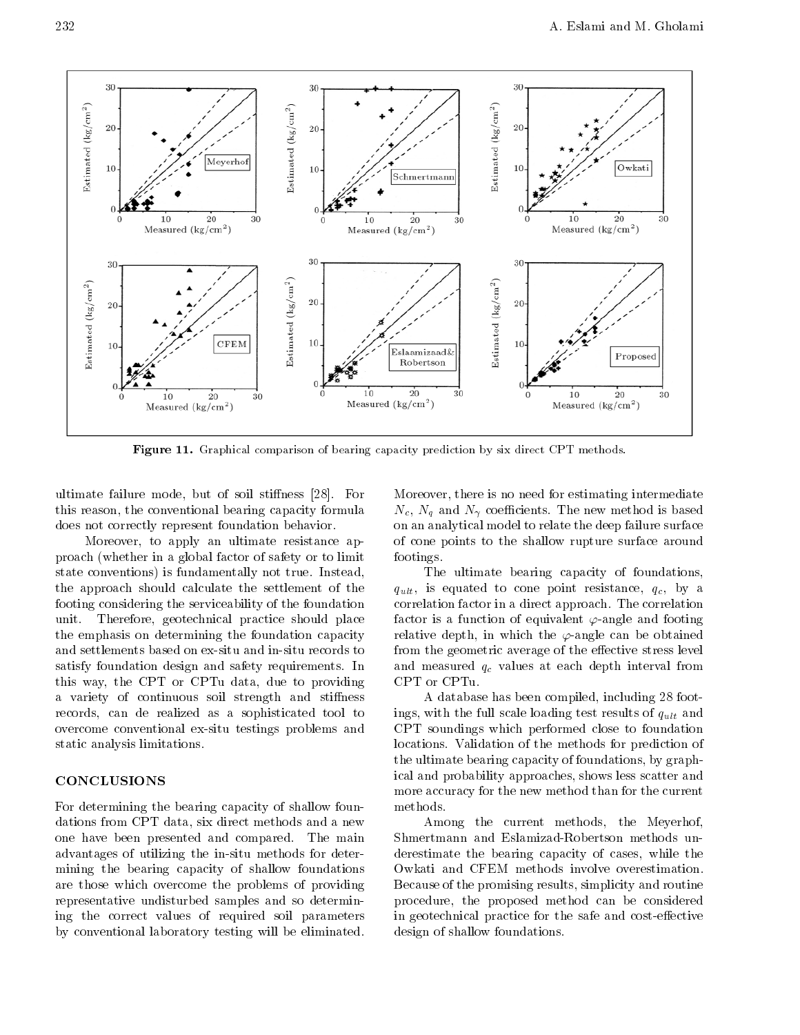**Figure 11.** Graphical comparison of bearing capacity prediction by six direct CPT methods.

ultimate failure mode, but of soil stiffness [28]. For this reason, the conventional bearing capacity formula does not correctly represent foundation behavior.

Moreover, to apply an ultimate resistance approach (whether in a global factor of safety or to limit state conventions) is fundamentally not true. Instead, the approach should calculate the settlement of the footing considering the serviceability of the foundation unit. Therefore, geotechnical practice should place the emphasis on determining the foundation capacity and settlements based on ex-situ and in-situ records to satisfy foundation design and safety requirements. In this way, the CPT or CPTu data, due to providing a variety of continuous soil strength and stiffness records, can de realized as a sophisticated tool to overcome conventional ex-situ testings problems and static analysis limitations.

## CONCLUSIONS

For determining the bearing capacity of shallow foundations from CPT data, six direct methods and a new one have been presented and compared. The main advantages of utilizing the in-situ methods for determining the bearing capacity of shallow foundations are those which overcome the problems of providing representative undisturbed samples and so determining the correct values of required soil parameters by conventional laboratory testing will be eliminated. Moreover, there is no need for estimating intermediate $N_c$, $N_q$ and $N_\gamma$ coefficients. The new method is based on an analytical model to relate the deep failure surface of cone points to the shallow rupture surface around footings.

The ultimate bearing capacity of foundations, $q_{ult}$, is equated to cone point resistance, $q_c$, by a correlation factor in a direct approach. The correlation factor is a function of equivalent $\varphi$-angle and footing relative depth, in which the $\varphi$-angle can be obtained from the geometric average of the effective stress level and measured $q_c$ values at each depth interval from CPT or CPTu.

A database has been compiled, including 28 footings, with the full scale loading test results of $q_{ult}$ and CPT soundings which performed close to foundation locations. Validation of the methods for prediction of the ultimate bearing capacity of foundations, by graphical and probability approaches, shows less scatter and more accuracy for the new method than for the current methods.

Among the current methods, the Meyerhof, Shmertmann and Eslamizad-Robertson methods underestimate the bearing capacity of cases, while the Owkati and CFEM methods involve overestimation. Because of the promising results, simplicity and routine procedure, the proposed method can be considered in geotechnical practice for the safe and cost-effective design of shallow foundations.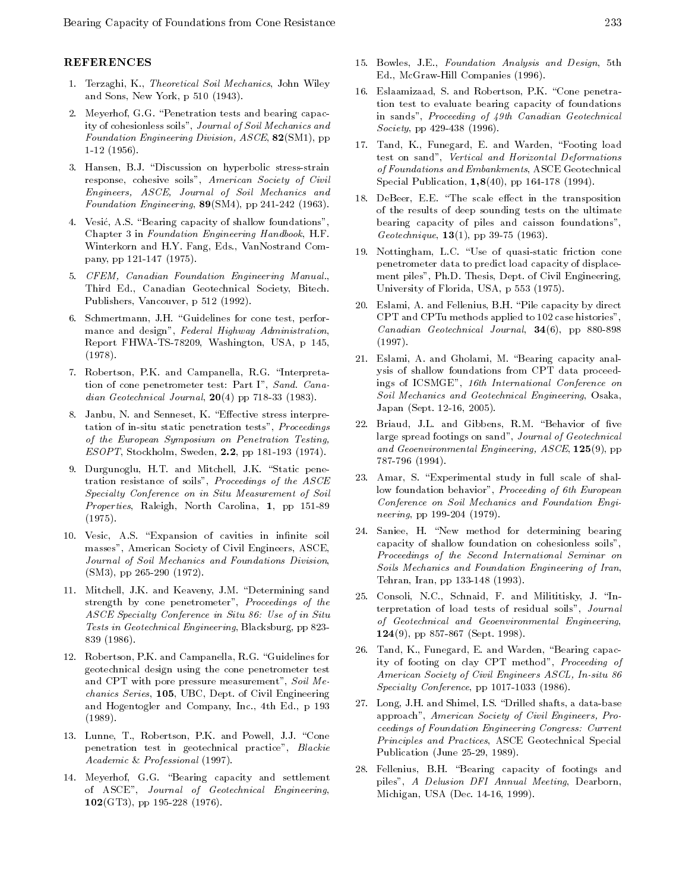## REFERENCES

1. Terzaghi, K., *Theoretical Soil Mechanics*, John Wiley and Sons, New York, p 510 (1943).
2. Meyerhof, G.G. "Penetration tests and bearing capacity of cohesionless soils", *Journal of Soil Mechanics and Foundation Engineering Division, ASCE*, **82**(SM1), pp 1-12 (1956).
3. Hansen, B.J. "Discussion on hyperbolic stress-strain response, cohesive soils", *American Society of Civil Engineers, ASCE, Journal of Soil Mechanics and Foundation Engineering*, **89**(SM4), pp 241-242 (1963).
4. Vesić, A.S. "Bearing capacity of shallow foundations", Chapter 3 in *Foundation Engineering Handbook*, H.F. Winterkorn and H.Y. Fang, Eds., VanNostrand Company, pp 121-147 (1975).
5. *CFEM, Canadian Foundation Engineering Manual.*, Third Ed., Canadian Geotechnical Society, Bitech. Publishers, Vancouver, p 512 (1992).
6. Schmertmann, J.H. "Guidelines for cone test, performance and design", *Federal Highway Administration*, Report FHWA-TS-78209, Washington, USA, p 145, (1978).
7. Robertson, P.K. and Campanella, R.G. "Interpretation of cone penetrometer test: Part I", *Sand. Canadian Geotechnical Journal*, **20**(4) pp 718-33 (1983).
8. Janbu, N. and Senneset, K. "Effective stress interpretation of in-situ static penetration tests", *Proceedings of the European Symposium on Penetration Testing, ESOPT*, Stockholm, Sweden, **2.2**, pp 181-193 (1974).
9. Durgunoglu, H.T. and Mitchell, J.K. "Static penetration resistance of soils", *Proceedings of the ASCE Specialty Conference on in Situ Measurement of Soil Properties*, Raleigh, North Carolina, **1**, pp 151-89 (1975).
10. Vesic, A.S. "Expansion of cavities in infinite soil masses", American Society of Civil Engineers, ASCE, *Journal of Soil Mechanics and Foundations Division*, (SM3), pp 265-290 (1972).
11. Mitchell, J.K. and Keaveny, J.M. "Determining sand strength by cone penetrometer", *Proceedings of the ASCE Specialty Conference in Situ 86: Use of in Situ Tests in Geotechnical Engineering*, Blacksburg, pp 823-839 (1986).
12. Robertson, P.K. and Campanella, R.G. "Guidelines for geotechnical design using the cone penetrometer test and CPT with pore pressure measurement", *Soil Mechanics Series*, **105**, UBC, Dept. of Civil Engineering and Hogentogler and Company, Inc., 4th Ed., p 193 (1989).
13. Lunne, T., Robertson, P.K. and Powell, J.J. "Cone penetration test in geotechnical practice", *Blackie Academic & Professional* (1997).
14. Meyerhof, G.G. "Bearing capacity and settlement of ASCE", *Journal of Geotechnical Engineering*, **102**(GT3), pp 195-228 (1976).
15. Bowles, J.E., *Foundation Analysis and Design*, 5th Ed., McGraw-Hill Companies (1996).
16. Eslaamizaad, S. and Robertson, P.K. "Cone penetration test to evaluate bearing capacity of foundations in sands", *Proceeding of 49th Canadian Geotechnical Society*, pp 429-438 (1996).
17. Tand, K., Funegard, E. and Warden, "Footing load test on sand", *Vertical and Horizontal Deformations of Foundations and Embankments*, ASCE Geotechnical Special Publication, **1,8**(40), pp 164-178 (1994).
18. DeBeer, E.E. "The scale effect in the transposition of the results of deep sounding tests on the ultimate bearing capacity of piles and caisson foundations", *Geotechnique*, **13**(1), pp 39-75 (1963).
19. Nottingham, L.C. "Use of quasi-static friction cone penetrometer data to predict load capacity of displacement piles", Ph.D. Thesis, Dept. of Civil Engineering, University of Florida, USA, p 553 (1975).
20. Eslami, A. and Fellenius, B.H. "Pile capacity by direct CPT and CPTu methods applied to 102 case histories", *Canadian Geotechnical Journal*, **34**(6), pp 880-898 (1997).
21. Eslami, A. and Gholami, M. "Bearing capacity analysis of shallow foundations from CPT data proceedings of ICSMGE", *16th International Conference on Soil Mechanics and Geotechnical Engineering*, Osaka, Japan (Sept. 12-16, 2005).
22. Briaud, J.L. and Gibbens, R.M. "Behavior of five large spread footings on sand", *Journal of Geotechnical and Geoenvironmental Engineering, ASCE*, **125**(9), pp 787-796 (1994).
23. Amar, S. "Experimental study in full scale of shallow foundation behavior", *Proceeding of 6th European Conference on Soil Mechanics and Foundation Engineering*, pp 199-204 (1979).
24. Saniee, H. "New method for determining bearing capacity of shallow foundation on cohesionless soils", *Proceedings of the Second International Seminar on Soils Mechanics and Foundation Engineering of Iran*, Tehran, Iran, pp 133-148 (1993).
25. Consoli, N.C., Schnaid, F. and Milititisky, J. "Interpretation of load tests of residual soils", *Journal of Geotechnical and Geoenvironmental Engineering*, **124**(9), pp 857-867 (Sept. 1998).
26. Tand, K., Funegard, E. and Warden, "Bearing capacity of footing on clay CPT method", *Proceeding of American Society of Civil Engineers ASCL, In-situ 86 Specialty Conference*, pp 1017-1033 (1986).
27. Long, J.H. and Shimel, I.S. "Drilled shafts, a data-base approach", *American Society of Civil Engineers, Proceedings of Foundation Engineering Congress: Current Principles and Practices*, ASCE Geotechnical Special Publication (June 25-29, 1989).
28. Fellenius, B.H. "Bearing capacity of footings and piles", *A Delusion DFI Annual Meeting*, Dearborn, Michigan, USA (Dec. 14-16, 1999).